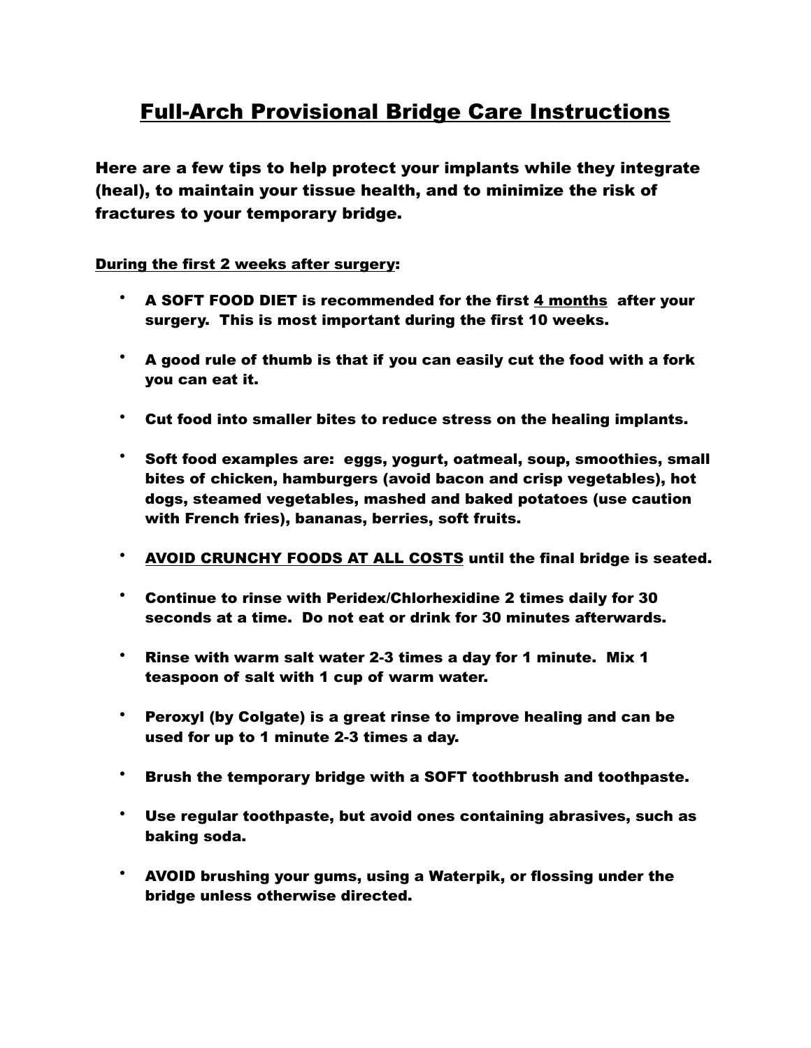# Full-Arch Provisional Bridge Care Instructions

**Here are a few tips to help protect your implants while they integrate (heal), to maintain your tissue health, and to minimize the risk of fractures to your temporary bridge.**

**During the first 2 weeks after surgery:**

- **A SOFT FOOD DIET is recommended for the first 4 months after your surgery. This is most important during the first 10 weeks.**
- **A good rule of thumb is that if you can easily cut the food with a fork you can eat it.**
- **Cut food into smaller bites to reduce stress on the healing implants.**
- **Soft food examples are: eggs, yogurt, oatmeal, soup, smoothies, small bites of chicken, hamburgers (avoid bacon and crisp vegetables), hot dogs, steamed vegetables, mashed and baked potatoes (use caution with French fries), bananas, berries, soft fruits.**
- **AVOID CRUNCHY FOODS AT ALL COSTS until the final bridge is seated.**
- **Continue to rinse with Peridex/Chlorhexidine 2 times daily for 30 seconds at a time. Do not eat or drink for 30 minutes afterwards.**
- **Rinse with warm salt water 2-3 times a day for 1 minute. Mix 1 teaspoon of salt with 1 cup of warm water.**
- **Peroxyl (by Colgate) is a great rinse to improve healing and can be used for up to 1 minute 2-3 times a day.**
- **Brush the temporary bridge with a SOFT toothbrush and toothpaste.**
- **Use regular toothpaste, but avoid ones containing abrasives, such as baking soda.**
- **AVOID brushing your gums, using a Waterpik, or flossing under the bridge unless otherwise directed.**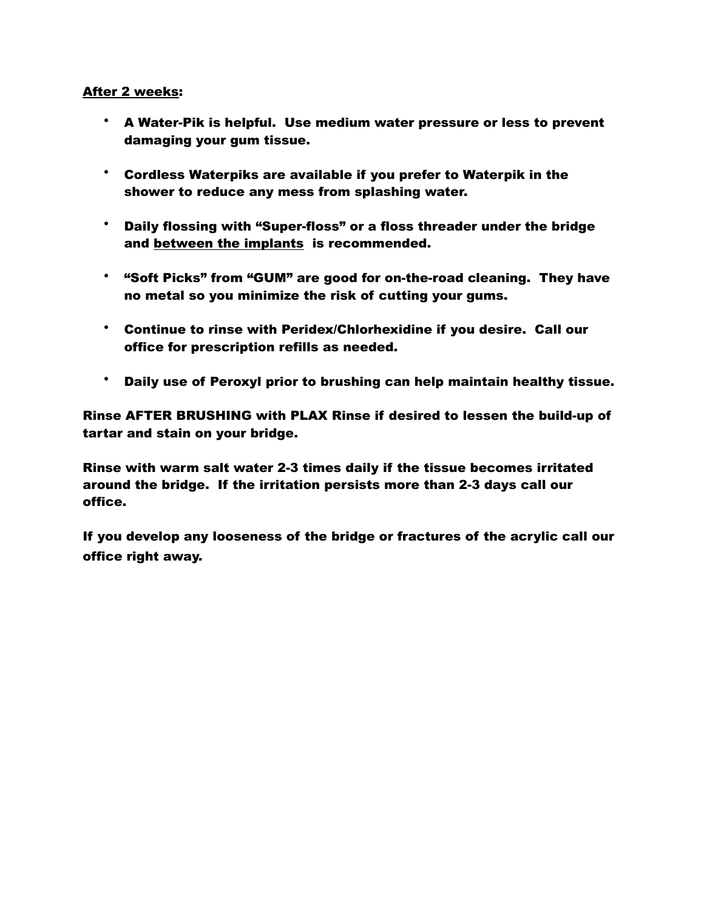<u>After 2 weeks</u>:

- A Water-Pik is helpful. Use medium water pressure or less to prevent damaging your gum tissue.
- Cordless Waterpiks are available if you prefer to Waterpik in the shower to reduce any mess from splashing water.
- Daily flossing with "Super-floss" or a floss threader under the bridge and <u>between the implants</u> is recommended.
- "Soft Picks" from "GUM" are good for on-the-road cleaning. They have no metal so you minimize the risk of cutting your gums.
- Continue to rinse with Peridex/Chlorhexidine if you desire. Call our office for prescription refills as needed.
- Daily use of Peroxyl prior to brushing can help maintain healthy tissue.

Rinse AFTER BRUSHING with PLAX Rinse if desired to lessen the build-up of tartar and stain on your bridge.

Rinse with warm salt water 2-3 times daily if the tissue becomes irritated around the bridge. If the irritation persists more than 2-3 days call our office.

If you develop any looseness of the bridge or fractures of the acrylic call our office right away.